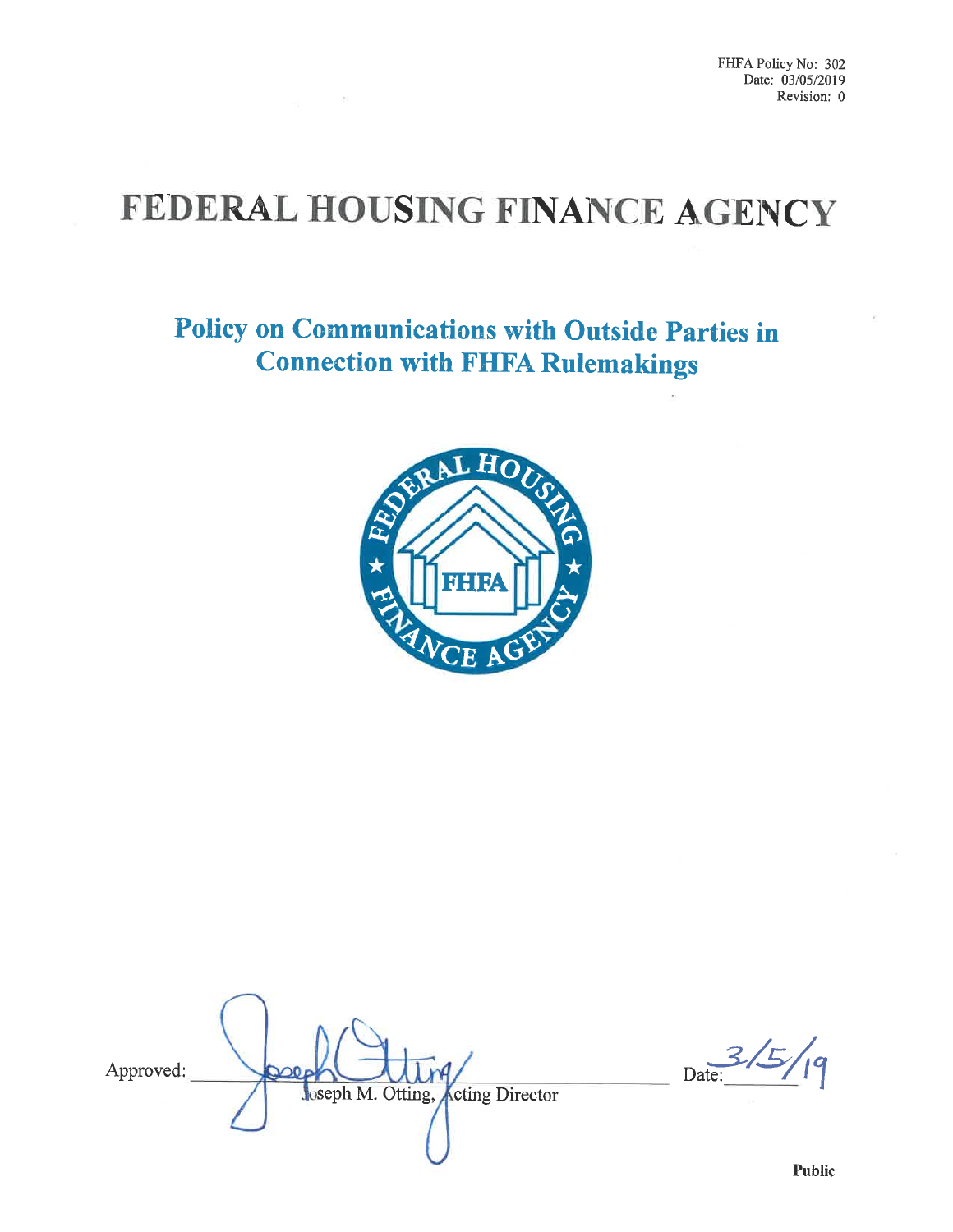FHFA Policy No: 302
Date: 03/05/2019
Revision: 0

# FEDERAL HOUSING FINANCE AGENCY

## Policy on Communications with Outside Parties in Connection with FHFA Rulemakings

Approved: ______________________________ Date: 3/5/19
Joseph M. Otting, Acting Director

**Public**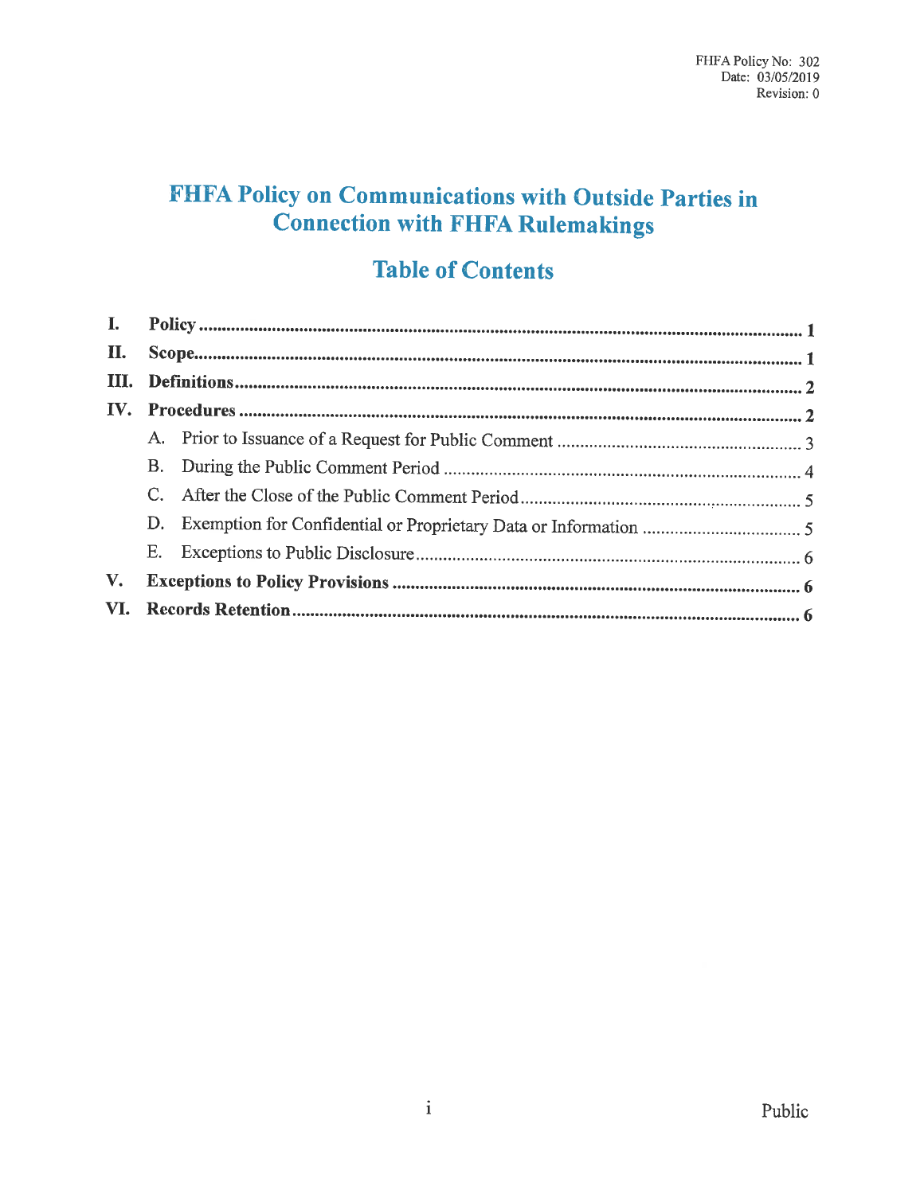FHFA Policy No: 302
Date: 03/05/2019
Revision: 0

# FHFA Policy on Communications with Outside Parties in Connection with FHFA Rulemakings

## Table of Contents

| | | |
|---|---|---|
| **I.** | **Policy** | **1** |
| **II.** | **Scope** | **1** |
| **III.** | **Definitions** | **2** |
| **IV.** | **Procedures** | **2** |
| | A. Prior to Issuance of a Request for Public Comment | 3 |
| | B. During the Public Comment Period | 4 |
| | C. After the Close of the Public Comment Period | 5 |
| | D. Exemption for Confidential or Proprietary Data or Information | 5 |
| | E. Exceptions to Public Disclosure | 6 |
| **V.** | **Exceptions to Policy Provisions** | **6** |
| **VI.** | **Records Retention** | **6** |

Public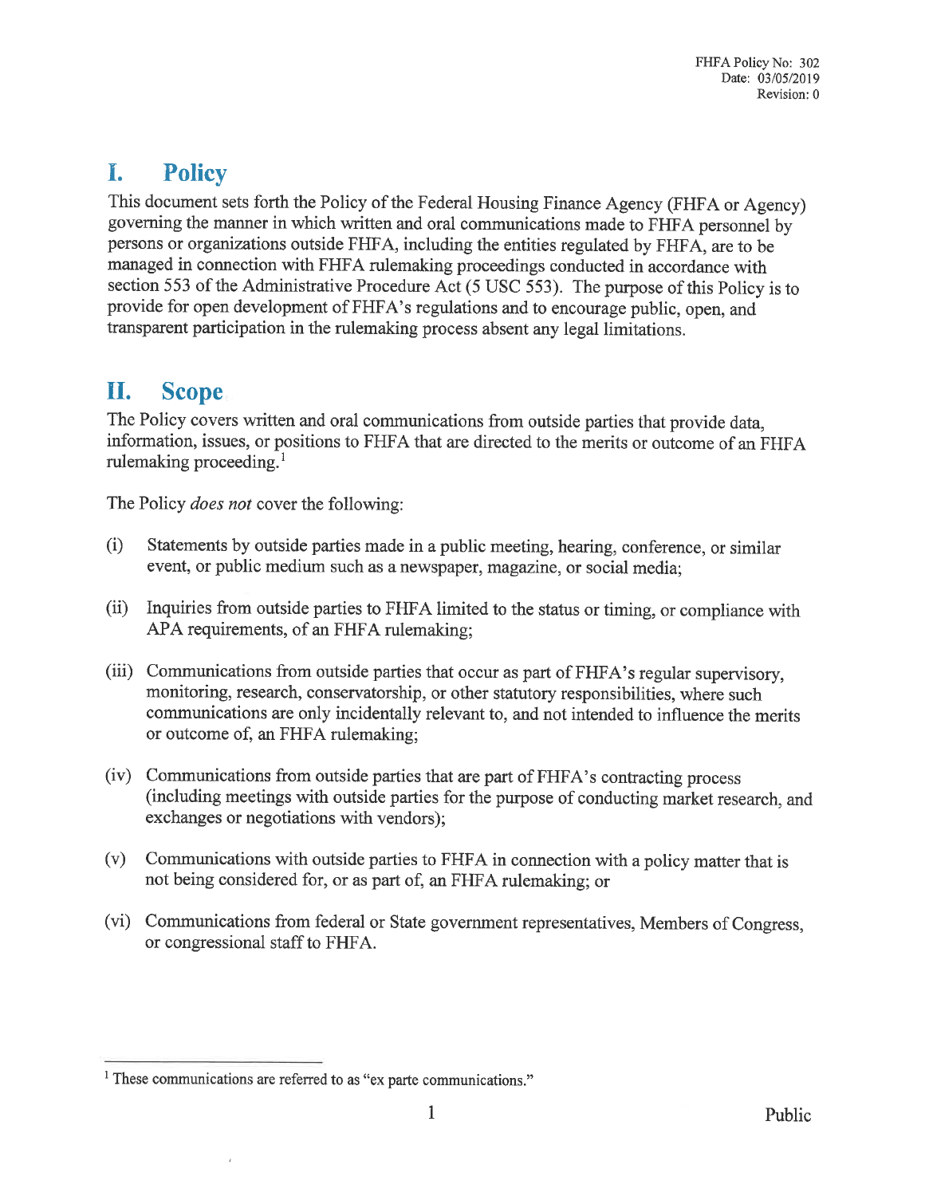# I. Policy

This document sets forth the Policy of the Federal Housing Finance Agency (FHFA or Agency) governing the manner in which written and oral communications made to FHFA personnel by persons or organizations outside FHFA, including the entities regulated by FHFA, are to be managed in connection with FHFA rulemaking proceedings conducted in accordance with section 553 of the Administrative Procedure Act (5 USC 553). The purpose of this Policy is to provide for open development of FHFA's regulations and to encourage public, open, and transparent participation in the rulemaking process absent any legal limitations.

# II. Scope

The Policy covers written and oral communications from outside parties that provide data, information, issues, or positions to FHFA that are directed to the merits or outcome of an FHFA rulemaking proceeding.[1]

The Policy *does not* cover the following:

(i) Statements by outside parties made in a public meeting, hearing, conference, or similar event, or public medium such as a newspaper, magazine, or social media;

(ii) Inquiries from outside parties to FHFA limited to the status or timing, or compliance with APA requirements, of an FHFA rulemaking;

(iii) Communications from outside parties that occur as part of FHFA's regular supervisory, monitoring, research, conservatorship, or other statutory responsibilities, where such communications are only incidentally relevant to, and not intended to influence the merits or outcome of, an FHFA rulemaking;

(iv) Communications from outside parties that are part of FHFA's contracting process (including meetings with outside parties for the purpose of conducting market research, and exchanges or negotiations with vendors);

(v) Communications with outside parties to FHFA in connection with a policy matter that is not being considered for, or as part of, an FHFA rulemaking; or

(vi) Communications from federal or State government representatives, Members of Congress, or congressional staff to FHFA.

[1] These communications are referred to as "ex parte communications."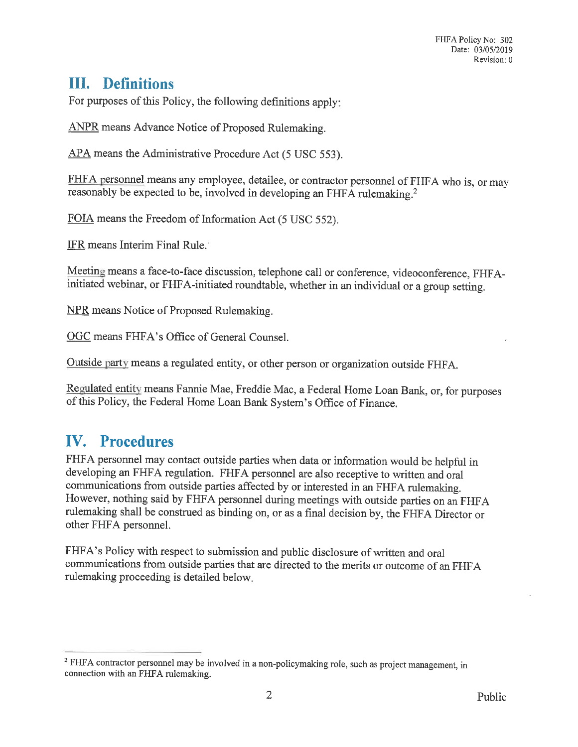## III. Definitions

For purposes of this Policy, the following definitions apply:

ANPR means Advance Notice of Proposed Rulemaking.

APA means the Administrative Procedure Act (5 USC 553).

FHFA personnel means any employee, detailee, or contractor personnel of FHFA who is, or may reasonably be expected to be, involved in developing an FHFA rulemaking.[2]

FOIA means the Freedom of Information Act (5 USC 552).

IFR means Interim Final Rule.

Meeting means a face-to-face discussion, telephone call or conference, videoconference, FHFA-initiated webinar, or FHFA-initiated roundtable, whether in an individual or a group setting.

NPR means Notice of Proposed Rulemaking.

OGC means FHFA's Office of General Counsel.

Outside party means a regulated entity, or other person or organization outside FHFA.

Regulated entity means Fannie Mae, Freddie Mac, a Federal Home Loan Bank, or, for purposes of this Policy, the Federal Home Loan Bank System's Office of Finance.

## IV. Procedures

FHFA personnel may contact outside parties when data or information would be helpful in developing an FHFA regulation. FHFA personnel are also receptive to written and oral communications from outside parties affected by or interested in an FHFA rulemaking. However, nothing said by FHFA personnel during meetings with outside parties on an FHFA rulemaking shall be construed as binding on, or as a final decision by, the FHFA Director or other FHFA personnel.

FHFA's Policy with respect to submission and public disclosure of written and oral communications from outside parties that are directed to the merits or outcome of an FHFA rulemaking proceeding is detailed below.

---

[2] FHFA contractor personnel may be involved in a non-policymaking role, such as project management, in connection with an FHFA rulemaking.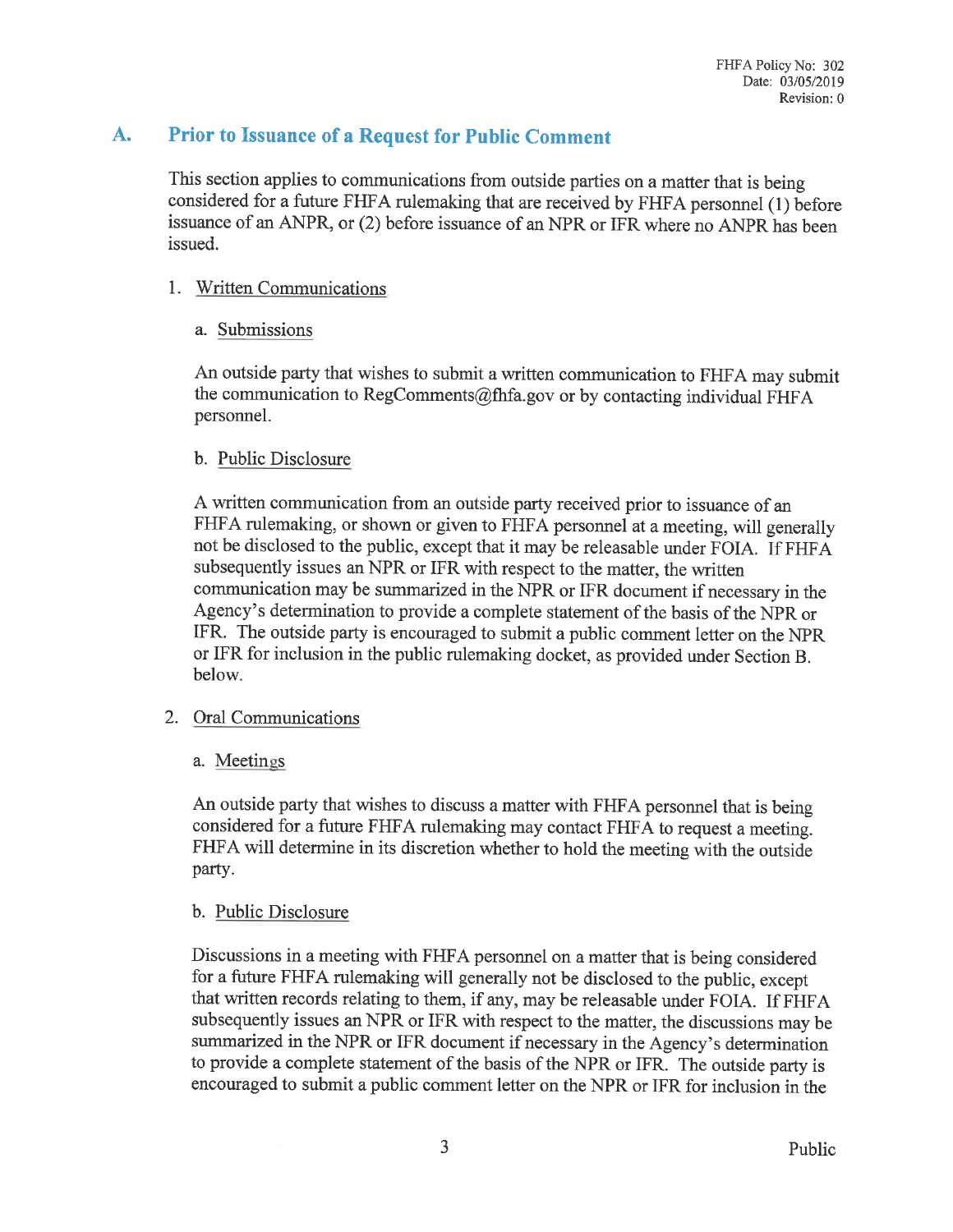## A. Prior to Issuance of a Request for Public Comment

This section applies to communications from outside parties on a matter that is being considered for a future FHFA rulemaking that are received by FHFA personnel (1) before issuance of an ANPR, or (2) before issuance of an NPR or IFR where no ANPR has been issued.

1. Written Communications

   a. Submissions

   An outside party that wishes to submit a written communication to FHFA may submit the communication to RegComments@fhfa.gov or by contacting individual FHFA personnel.

   b. Public Disclosure

   A written communication from an outside party received prior to issuance of an FHFA rulemaking, or shown or given to FHFA personnel at a meeting, will generally not be disclosed to the public, except that it may be releasable under FOIA. If FHFA subsequently issues an NPR or IFR with respect to the matter, the written communication may be summarized in the NPR or IFR document if necessary in the Agency's determination to provide a complete statement of the basis of the NPR or IFR. The outside party is encouraged to submit a public comment letter on the NPR or IFR for inclusion in the public rulemaking docket, as provided under Section B. below.

2. Oral Communications

   a. Meetings

   An outside party that wishes to discuss a matter with FHFA personnel that is being considered for a future FHFA rulemaking may contact FHFA to request a meeting. FHFA will determine in its discretion whether to hold the meeting with the outside party.

   b. Public Disclosure

   Discussions in a meeting with FHFA personnel on a matter that is being considered for a future FHFA rulemaking will generally not be disclosed to the public, except that written records relating to them, if any, may be releasable under FOIA. If FHFA subsequently issues an NPR or IFR with respect to the matter, the discussions may be summarized in the NPR or IFR document if necessary in the Agency's determination to provide a complete statement of the basis of the NPR or IFR. The outside party is encouraged to submit a public comment letter on the NPR or IFR for inclusion in the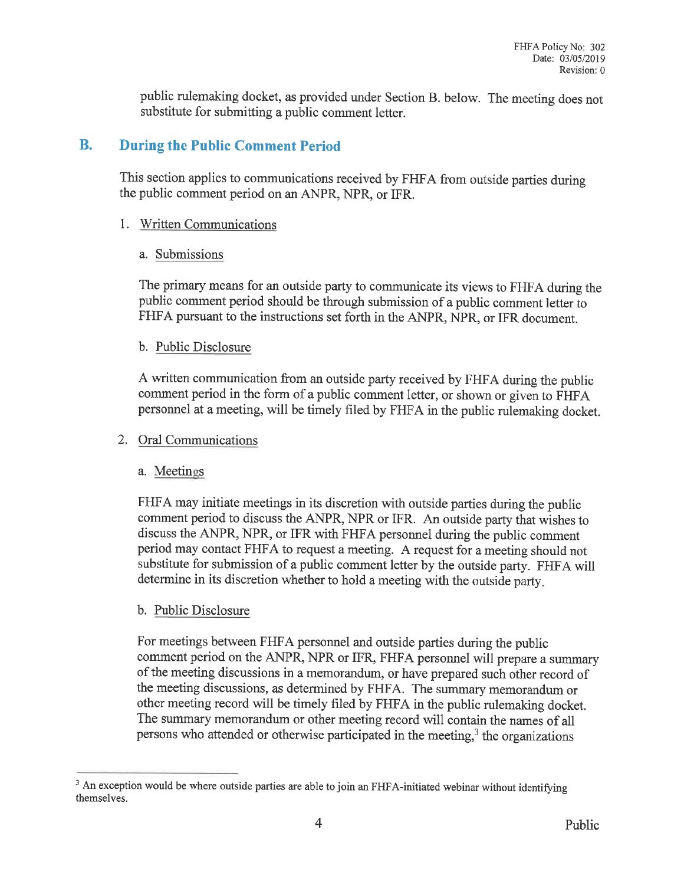public rulemaking docket, as provided under Section B. below. The meeting does not substitute for submitting a public comment letter.

## B. During the Public Comment Period

This section applies to communications received by FHFA from outside parties during the public comment period on an ANPR, NPR, or IFR.

1. Written Communications

   a. Submissions

   The primary means for an outside party to communicate its views to FHFA during the public comment period should be through submission of a public comment letter to FHFA pursuant to the instructions set forth in the ANPR, NPR, or IFR document.

   b. Public Disclosure

   A written communication from an outside party received by FHFA during the public comment period in the form of a public comment letter, or shown or given to FHFA personnel at a meeting, will be timely filed by FHFA in the public rulemaking docket.

2. Oral Communications

   a. Meetings

   FHFA may initiate meetings in its discretion with outside parties during the public comment period to discuss the ANPR, NPR or IFR. An outside party that wishes to discuss the ANPR, NPR, or IFR with FHFA personnel during the public comment period may contact FHFA to request a meeting. A request for a meeting should not substitute for submission of a public comment letter by the outside party. FHFA will determine in its discretion whether to hold a meeting with the outside party.

   b. Public Disclosure

   For meetings between FHFA personnel and outside parties during the public comment period on the ANPR, NPR or IFR, FHFA personnel will prepare a summary of the meeting discussions in a memorandum, or have prepared such other record of the meeting discussions, as determined by FHFA. The summary memorandum or other meeting record will be timely filed by FHFA in the public rulemaking docket. The summary memorandum or other meeting record will contain the names of all persons who attended or otherwise participated in the meeting,[3] the organizations

[3] An exception would be where outside parties are able to join an FHFA-initiated webinar without identifying themselves.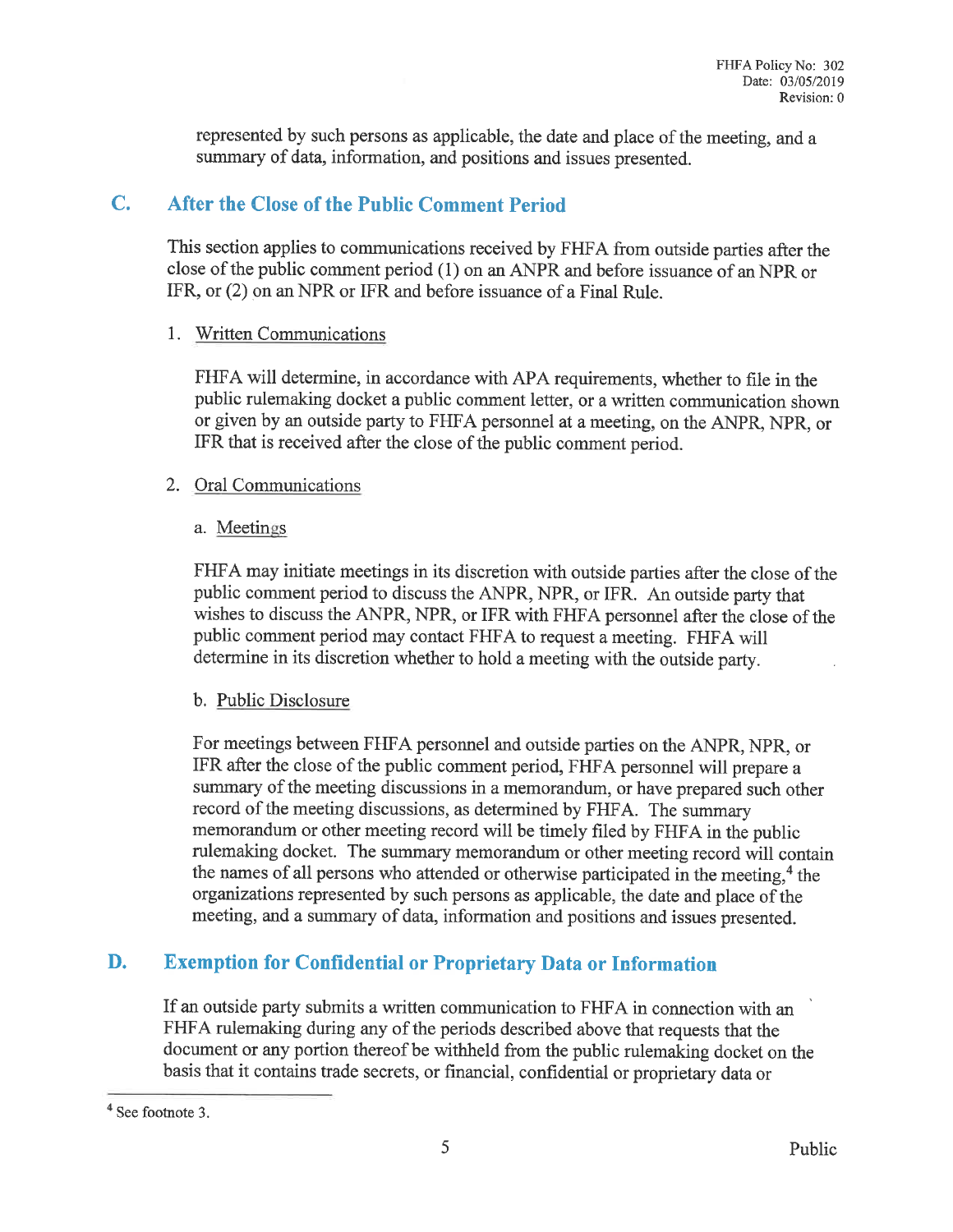represented by such persons as applicable, the date and place of the meeting, and a summary of data, information, and positions and issues presented.

## C. After the Close of the Public Comment Period

This section applies to communications received by FHFA from outside parties after the close of the public comment period (1) on an ANPR and before issuance of an NPR or IFR, or (2) on an NPR or IFR and before issuance of a Final Rule.

1. Written Communications

   FHFA will determine, in accordance with APA requirements, whether to file in the public rulemaking docket a public comment letter, or a written communication shown or given by an outside party to FHFA personnel at a meeting, on the ANPR, NPR, or IFR that is received after the close of the public comment period.

2. Oral Communications

   a. Meetings

   FHFA may initiate meetings in its discretion with outside parties after the close of the public comment period to discuss the ANPR, NPR, or IFR. An outside party that wishes to discuss the ANPR, NPR, or IFR with FHFA personnel after the close of the public comment period may contact FHFA to request a meeting. FHFA will determine in its discretion whether to hold a meeting with the outside party.

   b. Public Disclosure

   For meetings between FHFA personnel and outside parties on the ANPR, NPR, or IFR after the close of the public comment period, FHFA personnel will prepare a summary of the meeting discussions in a memorandum, or have prepared such other record of the meeting discussions, as determined by FHFA. The summary memorandum or other meeting record will be timely filed by FHFA in the public rulemaking docket. The summary memorandum or other meeting record will contain the names of all persons who attended or otherwise participated in the meeting,[4] the organizations represented by such persons as applicable, the date and place of the meeting, and a summary of data, information and positions and issues presented.

## D. Exemption for Confidential or Proprietary Data or Information

If an outside party submits a written communication to FHFA in connection with an FHFA rulemaking during any of the periods described above that requests that the document or any portion thereof be withheld from the public rulemaking docket on the basis that it contains trade secrets, or financial, confidential or proprietary data or

[4] See footnote 3.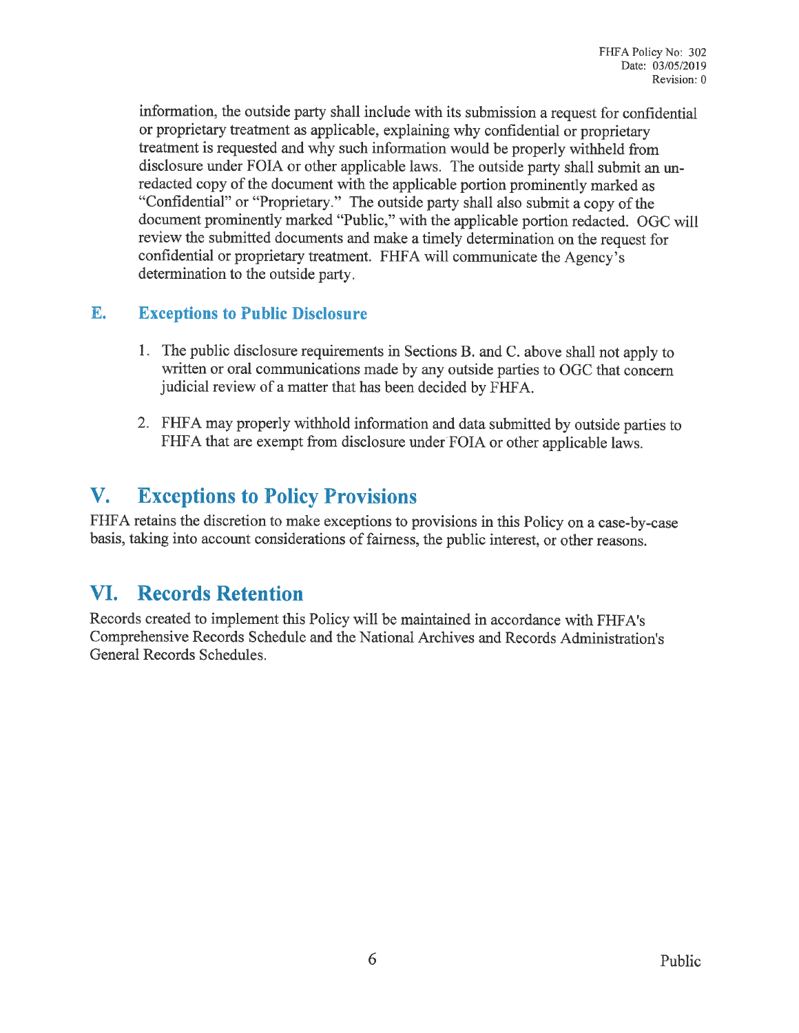information, the outside party shall include with its submission a request for confidential or proprietary treatment as applicable, explaining why confidential or proprietary treatment is requested and why such information would be properly withheld from disclosure under FOIA or other applicable laws. The outside party shall submit an un-redacted copy of the document with the applicable portion prominently marked as "Confidential" or "Proprietary." The outside party shall also submit a copy of the document prominently marked "Public," with the applicable portion redacted. OGC will review the submitted documents and make a timely determination on the request for confidential or proprietary treatment. FHFA will communicate the Agency's determination to the outside party.

### E. Exceptions to Public Disclosure

1. The public disclosure requirements in Sections B. and C. above shall not apply to written or oral communications made by any outside parties to OGC that concern judicial review of a matter that has been decided by FHFA.

2. FHFA may properly withhold information and data submitted by outside parties to FHFA that are exempt from disclosure under FOIA or other applicable laws.

## V. Exceptions to Policy Provisions

FHFA retains the discretion to make exceptions to provisions in this Policy on a case-by-case basis, taking into account considerations of fairness, the public interest, or other reasons.

## VI. Records Retention

Records created to implement this Policy will be maintained in accordance with FHFA's Comprehensive Records Schedule and the National Archives and Records Administration's General Records Schedules.